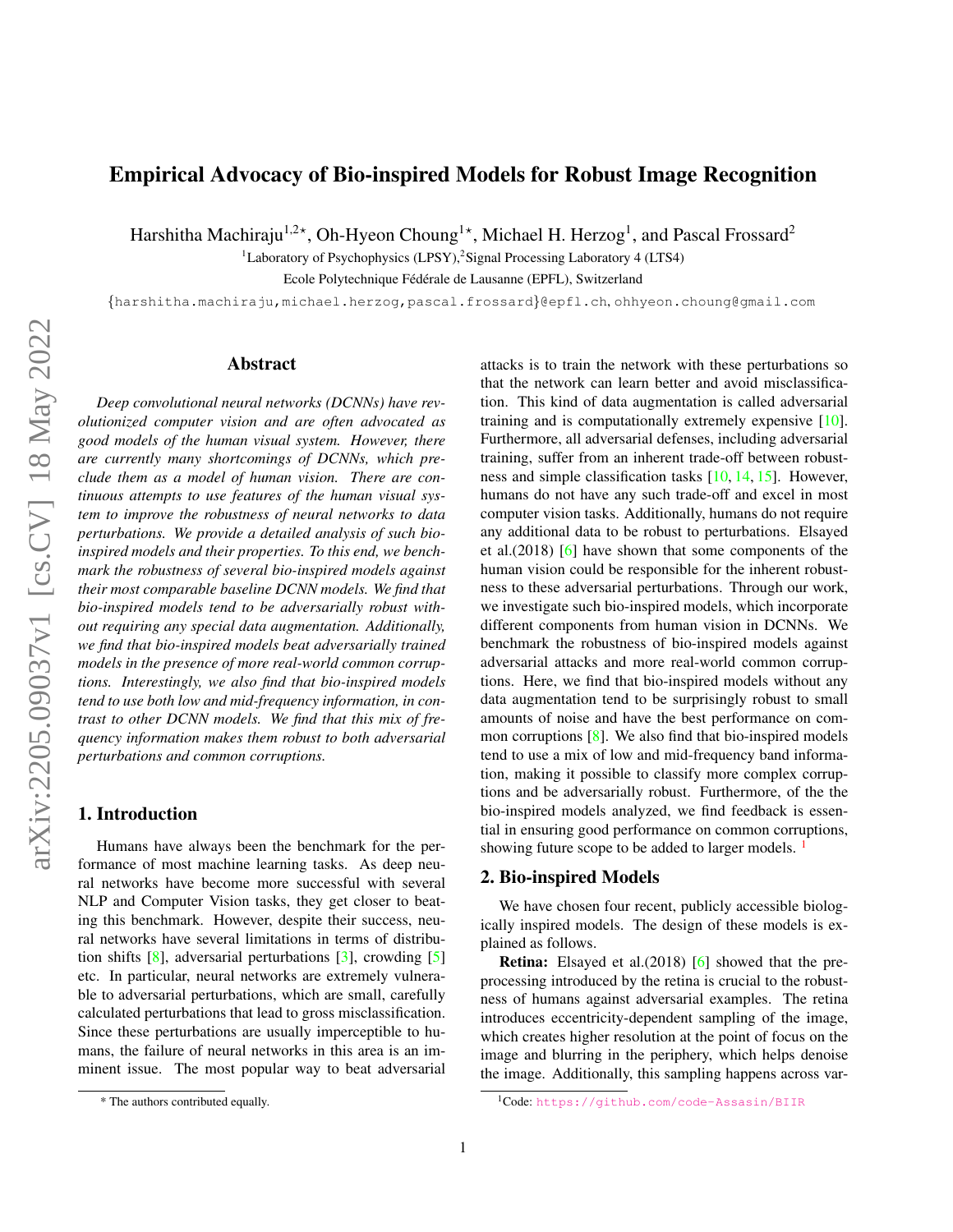# Empirical Advocacy of Bio-inspired Models for Robust Image Recognition

Harshitha Machiraju[1,2⋆], Oh-Hyeon Choung[1⋆], Michael H. Herzog[1], and Pascal Frossard[2]

[1]Laboratory of Psychophysics (LPSY),[2]Signal Processing Laboratory 4 (LTS4)

Ecole Polytechnique Fédérale de Lausanne (EPFL), Switzerland

{harshitha.machiraju,michael.herzog,pascal.frossard}@epfl.ch, ohhyeon.choung@gmail.com

## Abstract

*Deep convolutional neural networks (DCNNs) have revolutionized computer vision and are often advocated as good models of the human visual system. However, there are currently many shortcomings of DCNNs, which preclude them as a model of human vision. There are continuous attempts to use features of the human visual system to improve the robustness of neural networks to data perturbations. We provide a detailed analysis of such bio-inspired models and their properties. To this end, we benchmark the robustness of several bio-inspired models against their most comparable baseline DCNN models. We find that bio-inspired models tend to be adversarially robust without requiring any special data augmentation. Additionally, we find that bio-inspired models beat adversarially trained models in the presence of more real-world common corruptions. Interestingly, we also find that bio-inspired models tend to use both low and mid-frequency information, in contrast to other DCNN models. We find that this mix of frequency information makes them robust to both adversarial perturbations and common corruptions.*

## 1. Introduction

Humans have always been the benchmark for the performance of most machine learning tasks. As deep neural networks have become more successful with several NLP and Computer Vision tasks, they get closer to beating this benchmark. However, despite their success, neural networks have several limitations in terms of distribution shifts [8], adversarial perturbations [3], crowding [5] etc. In particular, neural networks are extremely vulnerable to adversarial perturbations, which are small, carefully calculated perturbations that lead to gross misclassification. Since these perturbations are usually imperceptible to humans, the failure of neural networks in this area is an imminent issue. The most popular way to beat adversarial attacks is to train the network with these perturbations so that the network can learn better and avoid misclassification. This kind of data augmentation is called adversarial training and is computationally extremely expensive [10]. Furthermore, all adversarial defenses, including adversarial training, suffer from an inherent trade-off between robustness and simple classification tasks [10, 14, 15]. However, humans do not have any such trade-off and excel in most computer vision tasks. Additionally, humans do not require any additional data to be robust to perturbations. Elsayed et al.(2018) [6] have shown that some components of the human vision could be responsible for the inherent robustness to these adversarial perturbations. Through our work, we investigate such bio-inspired models, which incorporate different components from human vision in DCNNs. We benchmark the robustness of bio-inspired models against adversarial attacks and more real-world common corruptions. Here, we find that bio-inspired models without any data augmentation tend to be surprisingly robust to small amounts of noise and have the best performance on common corruptions [8]. We also find that bio-inspired models tend to use a mix of low and mid-frequency band information, making it possible to classify more complex corruptions and be adversarially robust. Furthermore, of the the bio-inspired models analyzed, we find feedback is essential in ensuring good performance on common corruptions, showing future scope to be added to larger models. [1]

## 2. Bio-inspired Models

We have chosen four recent, publicly accessible biologically inspired models. The design of these models is explained as follows.

**Retina:** Elsayed et al.(2018) [6] showed that the preprocessing introduced by the retina is crucial to the robustness of humans against adversarial examples. The retina introduces eccentricity-dependent sampling of the image, which creates higher resolution at the point of focus on the image and blurring in the periphery, which helps denoise the image. Additionally, this sampling happens across var-

---

* The authors contributed equally.

[1]Code: https://github.com/code-Assasin/BIIR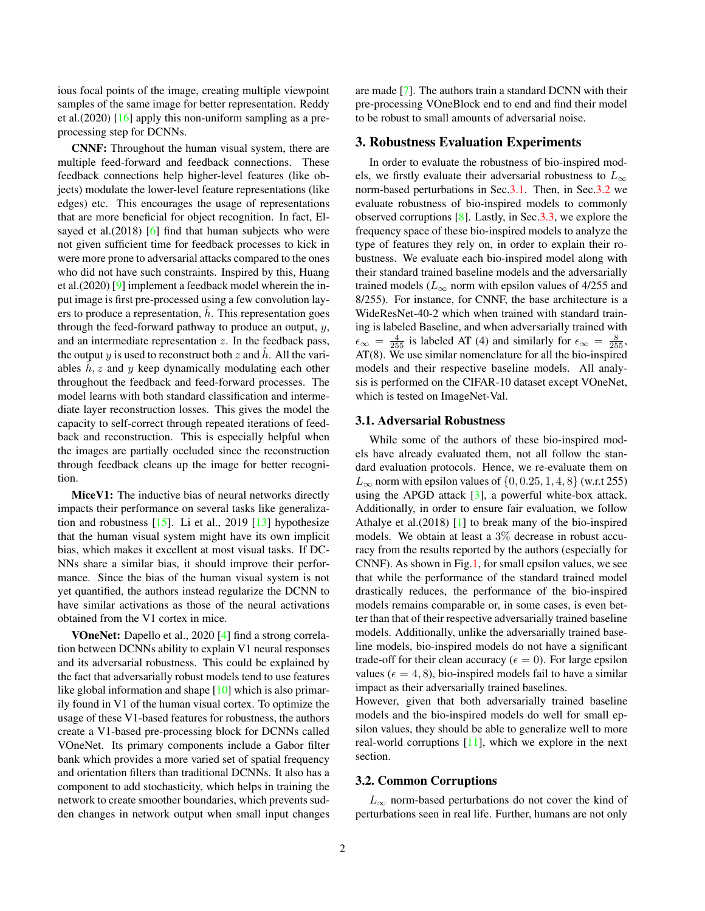ious focal points of the image, creating multiple viewpoint samples of the same image for better representation. Reddy et al.(2020) [16] apply this non-uniform sampling as a pre-processing step for DCNNs.

**CNNF:** Throughout the human visual system, there are multiple feed-forward and feedback connections. These feedback connections help higher-level features (like objects) modulate the lower-level feature representations (like edges) etc. This encourages the usage of representations that are more beneficial for object recognition. In fact, Elsayed et al.(2018) [6] find that human subjects who were not given sufficient time for feedback processes to kick in were more prone to adversarial attacks compared to the ones who did not have such constraints. Inspired by this, Huang et al.(2020) [9] implement a feedback model wherein the input image is first pre-processed using a few convolution layers to produce a representation, $\hat{h}$. This representation goes through the feed-forward pathway to produce an output, $y$, and an intermediate representation $z$. In the feedback pass, the output $y$ is used to reconstruct both $z$ and $\hat{h}$. All the variables $\hat{h}, z$ and $y$ keep dynamically modulating each other throughout the feedback and feed-forward processes. The model learns with both standard classification and intermediate layer reconstruction losses. This gives the model the capacity to self-correct through repeated iterations of feedback and reconstruction. This is especially helpful when the images are partially occluded since the reconstruction through feedback cleans up the image for better recognition.

**MiceV1:** The inductive bias of neural networks directly impacts their performance on several tasks like generalization and robustness [15]. Li et al., 2019 [13] hypothesize that the human visual system might have its own implicit bias, which makes it excellent at most visual tasks. If DCNNs share a similar bias, it should improve their performance. Since the bias of the human visual system is not yet quantified, the authors instead regularize the DCNN to have similar activations as those of the neural activations obtained from the V1 cortex in mice.

**VOneNet:** Dapello et al., 2020 [4] find a strong correlation between DCNNs ability to explain V1 neural responses and its adversarial robustness. This could be explained by the fact that adversarially robust models tend to use features like global information and shape [10] which is also primarily found in V1 of the human visual cortex. To optimize the usage of these V1-based features for robustness, the authors create a V1-based pre-processing block for DCNNs called VOneNet. Its primary components include a Gabor filter bank which provides a more varied set of spatial frequency and orientation filters than traditional DCNNs. It also has a component to add stochasticity, which helps in training the network to create smoother boundaries, which prevents sudden changes in network output when small input changes are made [7]. The authors train a standard DCNN with their pre-processing VOneBlock end to end and find their model to be robust to small amounts of adversarial noise.

## 3. Robustness Evaluation Experiments

In order to evaluate the robustness of bio-inspired models, we firstly evaluate their adversarial robustness to $L_\infty$ norm-based perturbations in Sec.3.1. Then, in Sec.3.2 we evaluate robustness of bio-inspired models to commonly observed corruptions [8]. Lastly, in Sec.3.3, we explore the frequency space of these bio-inspired models to analyze the type of features they rely on, in order to explain their robustness. We evaluate each bio-inspired model along with their standard trained baseline models and the adversarially trained models ($L_\infty$ norm with epsilon values of 4/255 and 8/255). For instance, for CNNF, the base architecture is a WideResNet-40-2 which when trained with standard training is labeled Baseline, and when adversarially trained with $\epsilon_\infty = \frac{4}{255}$ is labeled AT (4) and similarly for $\epsilon_\infty = \frac{8}{255}$, AT(8). We use similar nomenclature for all the bio-inspired models and their respective baseline models. All analysis is performed on the CIFAR-10 dataset except VOneNet, which is tested on ImageNet-Val.

### 3.1. Adversarial Robustness

While some of the authors of these bio-inspired models have already evaluated them, not all follow the standard evaluation protocols. Hence, we re-evaluate them on $L_\infty$ norm with epsilon values of $\{0, 0.25, 1, 4, 8\}$ (w.r.t 255) using the APGD attack [3], a powerful white-box attack. Additionally, in order to ensure fair evaluation, we follow Athalye et al.(2018) [1] to break many of the bio-inspired models. We obtain at least a $3\%$ decrease in robust accuracy from the results reported by the authors (especially for CNNF). As shown in Fig.1, for small epsilon values, we see that while the performance of the standard trained model drastically reduces, the performance of the bio-inspired models remains comparable or, in some cases, is even better than that of their respective adversarially trained baseline models. Additionally, unlike the adversarially trained baseline models, bio-inspired models do not have a significant trade-off for their clean accuracy ($\epsilon = 0$). For large epsilon values ($\epsilon = 4, 8$), bio-inspired models fail to have a similar impact as their adversarially trained baselines.

However, given that both adversarially trained baseline models and the bio-inspired models do well for small epsilon values, they should be able to generalize well to more real-world corruptions [11], which we explore in the next section.

### 3.2. Common Corruptions

$L_\infty$ norm-based perturbations do not cover the kind of perturbations seen in real life. Further, humans are not only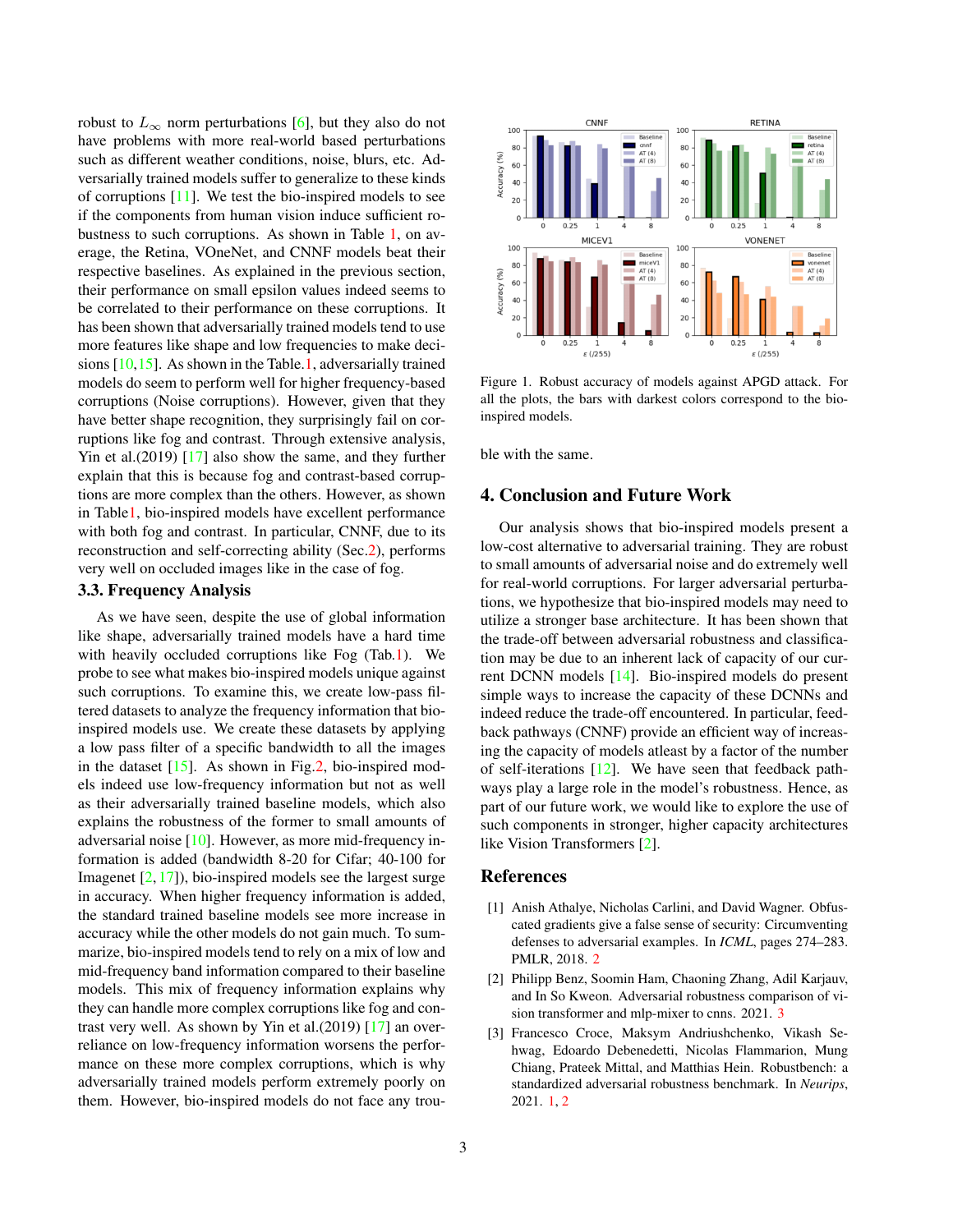robust to $L_\infty$ norm perturbations [6], but they also do not have problems with more real-world based perturbations such as different weather conditions, noise, blurs, etc. Adversarially trained models suffer to generalize to these kinds of corruptions [11]. We test the bio-inspired models to see if the components from human vision induce sufficient robustness to such corruptions. As shown in Table 1, on average, the Retina, VOneNet, and CNNF models beat their respective baselines. As explained in the previous section, their performance on small epsilon values indeed seems to be correlated to their performance on these corruptions. It has been shown that adversarially trained models tend to use more features like shape and low frequencies to make decisions [10,15]. As shown in the Table.1, adversarially trained models do seem to perform well for higher frequency-based corruptions (Noise corruptions). However, given that they have better shape recognition, they surprisingly fail on corruptions like fog and contrast. Through extensive analysis, Yin et al.(2019) [17] also show the same, and they further explain that this is because fog and contrast-based corruptions are more complex than the others. However, as shown in Table1, bio-inspired models have excellent performance with both fog and contrast. In particular, CNNF, due to its reconstruction and self-correcting ability (Sec.2), performs very well on occluded images like in the case of fog.

### 3.3. Frequency Analysis

As we have seen, despite the use of global information like shape, adversarially trained models have a hard time with heavily occluded corruptions like Fog (Tab.1). We probe to see what makes bio-inspired models unique against such corruptions. To examine this, we create low-pass filtered datasets to analyze the frequency information that bio-inspired models use. We create these datasets by applying a low pass filter of a specific bandwidth to all the images in the dataset [15]. As shown in Fig.2, bio-inspired models indeed use low-frequency information but not as well as their adversarially trained baseline models, which also explains the robustness of the former to small amounts of adversarial noise [10]. However, as more mid-frequency information is added (bandwidth 8-20 for Cifar; 40-100 for Imagenet [2, 17]), bio-inspired models see the largest surge in accuracy. When higher frequency information is added, the standard trained baseline models see more increase in accuracy while the other models do not gain much. To summarize, bio-inspired models tend to rely on a mix of low and mid-frequency band information compared to their baseline models. This mix of frequency information explains why they can handle more complex corruptions like fog and contrast very well. As shown by Yin et al.(2019) [17] an over-reliance on low-frequency information worsens the performance on these more complex corruptions, which is why adversarially trained models perform extremely poorly on them. However, bio-inspired models do not face any trouble with the same.

Figure 1. Robust accuracy of models against APGD attack. For all the plots, the bars with darkest colors correspond to the bio-inspired models.

## 4. Conclusion and Future Work

Our analysis shows that bio-inspired models present a low-cost alternative to adversarial training. They are robust to small amounts of adversarial noise and do extremely well for real-world corruptions. For larger adversarial perturbations, we hypothesize that bio-inspired models may need to utilize a stronger base architecture. It has been shown that the trade-off between adversarial robustness and classification may be due to an inherent lack of capacity of our current DCNN models [14]. Bio-inspired models do present simple ways to increase the capacity of these DCNNs and indeed reduce the trade-off encountered. In particular, feedback pathways (CNNF) provide an efficient way of increasing the capacity of models atleast by a factor of the number of self-iterations [12]. We have seen that feedback pathways play a large role in the model's robustness. Hence, as part of our future work, we would like to explore the use of such components in stronger, higher capacity architectures like Vision Transformers [2].

## References

[1] Anish Athalye, Nicholas Carlini, and David Wagner. Obfuscated gradients give a false sense of security: Circumventing defenses to adversarial examples. In *ICML*, pages 274–283. PMLR, 2018. 2

[2] Philipp Benz, Soomin Ham, Chaoning Zhang, Adil Karjauv, and In So Kweon. Adversarial robustness comparison of vision transformer and mlp-mixer to cnns. 2021. 3

[3] Francesco Croce, Maksym Andriushchenko, Vikash Sehwag, Edoardo Debenedetti, Nicolas Flammarion, Mung Chiang, Prateek Mittal, and Matthias Hein. Robustbench: a standardized adversarial robustness benchmark. In *Neurips*, 2021. 1, 2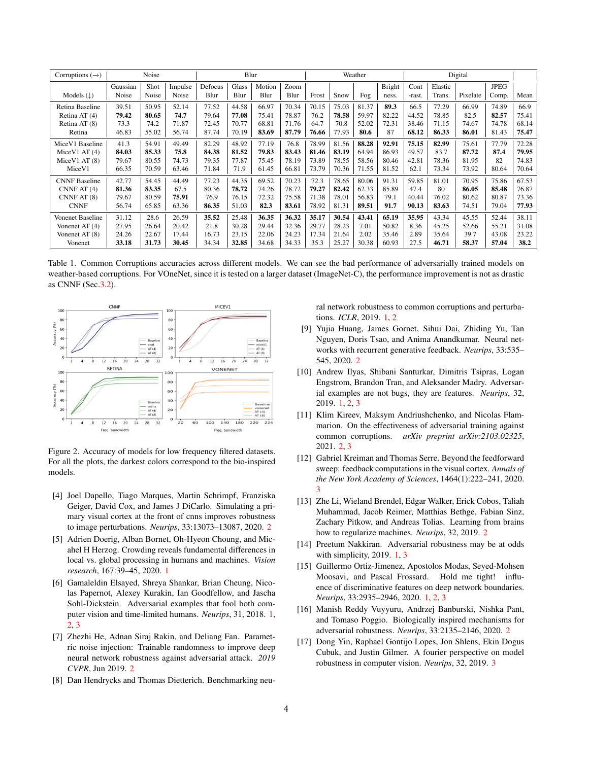| Corruptions (→) | Noise | | | Blur | | | | Weather | | | | Digital | | | | |
|---|---|---|---|---|---|---|---|---|---|---|---|---|---|---|---|---|
| Models (↓) | Gaussian Noise | Shot Noise | Impulse Noise | Defocus Blur | Glass Blur | Motion Blur | Zoom Blur | Frost | Snow | Fog | Bright ness. | Cont -rast. | Elastic Trans. | Pixelate | JPEG Comp. | Mean |
| Retina Baseline | 39.51 | 50.95 | 52.14 | 77.52 | 44.58 | 66.97 | 70.34 | 70.15 | 75.03 | 81.37 | **89.3** | 66.5 | 77.29 | 66.99 | 74.89 | 66.9 |
| Retina AT (4) | **79.42** | **80.65** | **74.7** | 79.64 | **77.08** | 75.41 | 78.87 | 76.2 | **78.58** | 59.97 | 82.22 | 44.52 | 78.85 | 82.5 | **82.57** | 75.41 |
| Retina AT (8) | 73.3 | 74.2 | 71.87 | 72.45 | 70.77 | 68.81 | 71.76 | 64.7 | 70.8 | 52.02 | 72.31 | 38.46 | 71.15 | 74.67 | 74.78 | 68.14 |
| Retina | 46.83 | 55.02 | 56.74 | 87.74 | 70.19 | **83.69** | **87.79** | **76.66** | 77.93 | **80.6** | 87 | **68.12** | **86.33** | **86.01** | 81.43 | **75.47** |
| MiceV1 Baseline | 41.3 | 54.91 | 49.49 | 82.29 | 48.92 | 77.19 | 76.8 | 78.99 | 81.56 | **88.28** | **92.91** | **75.15** | **82.99** | 75.61 | 77.79 | 72.28 |
| MiceV1 AT (4) | **84.03** | **85.33** | **75.8** | **84.38** | **81.52** | **79.83** | **83.43** | **81.46** | **83.19** | 64.94 | 86.93 | 49.57 | 83.7 | **87.72** | **87.4** | **79.95** |
| MiceV1 AT (8) | 79.67 | 80.55 | 74.73 | 79.35 | 77.87 | 75.45 | 78.19 | 73.89 | 78.55 | 58.56 | 80.46 | 42.81 | 78.36 | 81.95 | 82 | 74.83 |
| MiceV1 | 66.35 | 70.59 | 63.46 | 71.84 | 71.9 | 61.45 | 66.81 | 73.79 | 70.36 | 71.55 | 81.52 | 62.1 | 73.34 | 73.92 | 80.64 | 70.64 |
| CNNF Baseline | 42.77 | 54.45 | 44.49 | 77.23 | 44.35 | 69.52 | 70.23 | 72.3 | 78.65 | 80.06 | 91.31 | 59.85 | 81.01 | 70.95 | 75.86 | 67.53 |
| CNNF AT (4) | **81.36** | **83.35** | 67.5 | 80.36 | **78.72** | 74.26 | 78.72 | **79.27** | **82.42** | 62.33 | 85.89 | 47.4 | 80 | **86.05** | **85.48** | 76.87 |
| CNNF AT (8) | 79.67 | 80.59 | **75.91** | 76.9 | 76.15 | 72.32 | 75.58 | 71.38 | 78.01 | 56.83 | 79.1 | 40.44 | 76.02 | 80.62 | 80.87 | 73.36 |
| CNNF | 56.74 | 65.85 | 63.36 | **86.35** | 51.03 | **82.3** | **83.61** | 78.92 | 81.31 | **89.51** | **91.7** | **90.13** | **83.63** | 74.51 | 79.04 | **77.93** |
| Vonenet Baseline | 31.12 | 28.6 | 26.59 | **35.52** | 25.48 | **36.35** | **36.32** | **35.17** | **30.54** | **43.41** | **65.19** | **35.95** | 43.34 | 45.55 | 52.44 | 38.11 |
| Vonenet AT (4) | 27.95 | 26.64 | 20.42 | 21.8 | 30.28 | 29.44 | 32.36 | 29.77 | 28.23 | 7.01 | 50.82 | 8.36 | 45.25 | 52.66 | 55.21 | 31.08 |
| Vonenet AT (8) | 24.26 | 22.67 | 17.44 | 16.73 | 23.15 | 22.06 | 24.23 | 17.34 | 21.64 | 2.02 | 35.46 | 2.89 | 35.64 | 39.7 | 43.08 | 23.22 |
| Vonenet | **33.18** | **31.73** | **30.45** | 34.34 | **32.85** | 34.68 | 34.33 | 35.3 | 25.27 | 30.38 | 60.93 | 27.5 | **46.71** | **58.37** | **57.04** | **38.2** |

Table 1. Common Corruptions accuracies across different models. We can see the bad performance of adversarially trained models on weather-based corruptions. For VOneNet, since it is tested on a larger dataset (ImageNet-C), the performance improvement is not as drastic as CNNF (Sec.3.2).

CNNF
MICEV1
RETINA
VONENET
Accuracy (%)
Freq. bandwidth
Baseline
AT (4)
AT (8)

Figure 2. Accuracy of models for low frequency filtered datasets. For all the plots, the darkest colors correspond to the bio-inspired models.

[4] Joel Dapello, Tiago Marques, Martin Schrimpf, Franziska Geiger, David Cox, and James J DiCarlo. Simulating a primary visual cortex at the front of cnns improves robustness to image perturbations. *Neurips*, 33:13073–13087, 2020. 2

[5] Adrien Doerig, Alban Bornet, Oh-Hyeon Choung, and Michael H Herzog. Crowding reveals fundamental differences in local vs. global processing in humans and machines. *Vision research*, 167:39–45, 2020. 1

[6] Gamaleldin Elsayed, Shreya Shankar, Brian Cheung, Nicolas Papernot, Alexey Kurakin, Ian Goodfellow, and Jascha Sohl-Dickstein. Adversarial examples that fool both computer vision and time-limited humans. *Neurips*, 31, 2018. 1, 2, 3

[7] Zhezhi He, Adnan Siraj Rakin, and Deliang Fan. Parametric noise injection: Trainable randomness to improve deep neural network robustness against adversarial attack. *2019 CVPR*, Jun 2019. 2

[8] Dan Hendrycks and Thomas Dietterich. Benchmarking neural network robustness to common corruptions and perturbations. *ICLR*, 2019. 1, 2

[9] Yujia Huang, James Gornet, Sihui Dai, Zhiding Yu, Tan Nguyen, Doris Tsao, and Anima Anandkumar. Neural networks with recurrent generative feedback. *Neurips*, 33:535–545, 2020. 2

[10] Andrew Ilyas, Shibani Santurkar, Dimitris Tsipras, Logan Engstrom, Brandon Tran, and Aleksander Madry. Adversarial examples are not bugs, they are features. *Neurips*, 32, 2019. 1, 2, 3

[11] Klim Kireev, Maksym Andriushchenko, and Nicolas Flammarion. On the effectiveness of adversarial training against common corruptions. *arXiv preprint arXiv:2103.02325*, 2021. 2, 3

[12] Gabriel Kreiman and Thomas Serre. Beyond the feedforward sweep: feedback computations in the visual cortex. *Annals of the New York Academy of Sciences*, 1464(1):222–241, 2020. 3

[13] Zhe Li, Wieland Brendel, Edgar Walker, Erick Cobos, Taliah Muhammad, Jacob Reimer, Matthias Bethge, Fabian Sinz, Zachary Pitkow, and Andreas Tolias. Learning from brains how to regularize machines. *Neurips*, 32, 2019. 2

[14] Preetum Nakkiran. Adversarial robustness may be at odds with simplicity, 2019. 1, 3

[15] Guillermo Ortiz-Jimenez, Apostolos Modas, Seyed-Mohsen Moosavi, and Pascal Frossard. Hold me tight! influence of discriminative features on deep network boundaries. *Neurips*, 33:2935–2946, 2020. 1, 2, 3

[16] Manish Reddy Vuyyuru, Andrzej Banburski, Nishka Pant, and Tomaso Poggio. Biologically inspired mechanisms for adversarial robustness. *Neurips*, 33:2135–2146, 2020. 2

[17] Dong Yin, Raphael Gontijo Lopes, Jon Shlens, Ekin Dogus Cubuk, and Justin Gilmer. A fourier perspective on model robustness in computer vision. *Neurips*, 32, 2019. 3